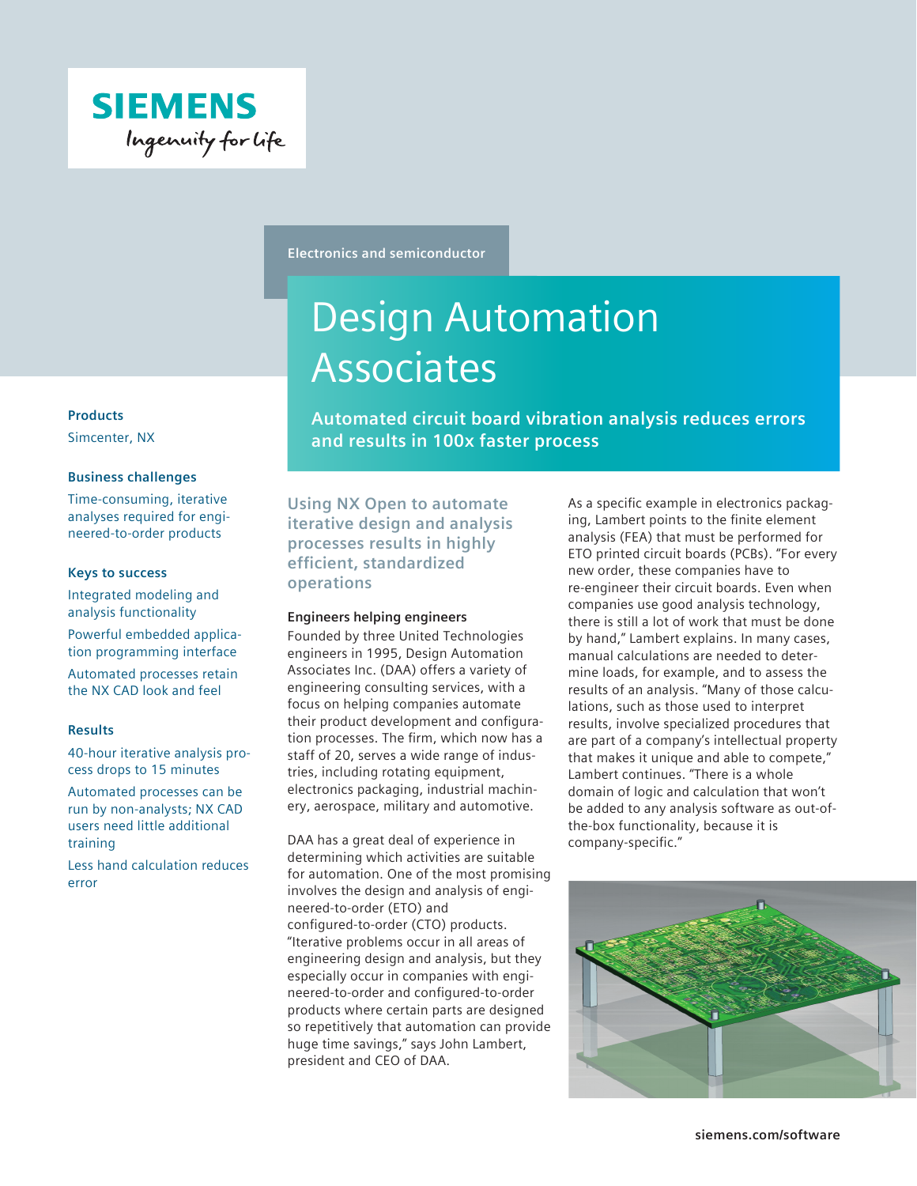Electronics and semiconductor

# Design Automation Associates

## Automated circuit board vibration analysis reduces errors and results in 100x faster process

**Products**

Simcenter, NX

**Business challenges**

Time-consuming, iterative analyses required for engineered-to-order products

**Keys to success**

Integrated modeling and analysis functionality

Powerful embedded application programming interface

Automated processes retain the NX CAD look and feel

**Results**

40-hour iterative analysis process drops to 15 minutes

Automated processes can be run by non-analysts; NX CAD users need little additional training

Less hand calculation reduces error

### Using NX Open to automate iterative design and analysis processes results in highly efficient, standardized operations

**Engineers helping engineers**

Founded by three United Technologies engineers in 1995, Design Automation Associates Inc. (DAA) offers a variety of engineering consulting services, with a focus on helping companies automate their product development and configuration processes. The firm, which now has a staff of 20, serves a wide range of industries, including rotating equipment, electronics packaging, industrial machinery, aerospace, military and automotive.

DAA has a great deal of experience in determining which activities are suitable for automation. One of the most promising involves the design and analysis of engineered-to-order (ETO) and configured-to-order (CTO) products. "Iterative problems occur in all areas of engineering design and analysis, but they especially occur in companies with engineered-to-order and configured-to-order products where certain parts are designed so repetitively that automation can provide huge time savings," says John Lambert, president and CEO of DAA.

As a specific example in electronics packaging, Lambert points to the finite element analysis (FEA) that must be performed for ETO printed circuit boards (PCBs). "For every new order, these companies have to re-engineer their circuit boards. Even when companies use good analysis technology, there is still a lot of work that must be done by hand," Lambert explains. In many cases, manual calculations are needed to determine loads, for example, and to assess the results of an analysis. "Many of those calculations, such as those used to interpret results, involve specialized procedures that are part of a company's intellectual property that makes it unique and able to compete," Lambert continues. "There is a whole domain of logic and calculation that won't be added to any analysis software as out-of-the-box functionality, because it is company-specific."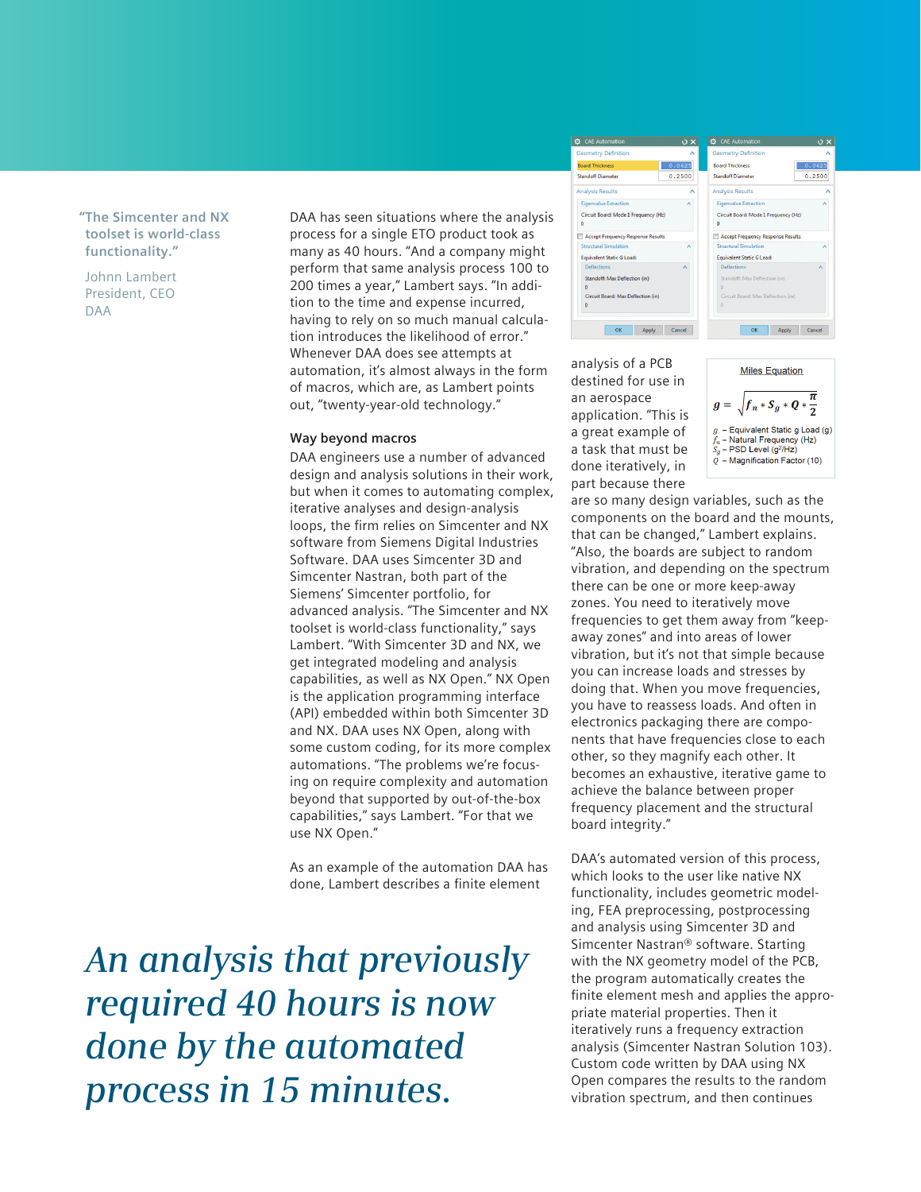> "The Simcenter and NX toolset is world-class functionality."
>
> Johnln Lambert
> President, CEO
> DAA

DAA has seen situations where the analysis process for a single ETO product took as many as 40 hours. "And a company might perform that same analysis process 100 to 200 times a year," Lambert says. "In addition to the time and expense incurred, having to rely on so much manual calculation introduces the likelihood of error." Whenever DAA does see attempts at automation, it's almost always in the form of macros, which are, as Lambert points out, "twenty-year-old technology."

### Way beyond macros

DAA engineers use a number of advanced design and analysis solutions in their work, but when it comes to automating complex, iterative analyses and design-analysis loops, the firm relies on Simcenter and NX software from Siemens Digital Industries Software. DAA uses Simcenter 3D and Simcenter Nastran, both part of the Siemens' Simcenter portfolio, for advanced analysis. "The Simcenter and NX toolset is world-class functionality," says Lambert. "With Simcenter 3D and NX, we get integrated modeling and analysis capabilities, as well as NX Open." NX Open is the application programming interface (API) embedded within both Simcenter 3D and NX. DAA uses NX Open, along with some custom coding, for its more complex automations. "The problems we're focusing on require complexity and automation beyond that supported by out-of-the-box capabilities," says Lambert. "For that we use NX Open."

As an example of the automation DAA has done, Lambert describes a finite element analysis of a PCB destined for use in an aerospace application. "This is a great example of a task that must be done iteratively, in part because there are so many design variables, such as the components on the board and the mounts, that can be changed," Lambert explains. "Also, the boards are subject to random vibration, and depending on the spectrum there can be one or more keep-away zones. You need to iteratively move frequencies to get them away from "keep-away zones" and into areas of lower vibration, but it's not that simple because you can increase loads and stresses by doing that. When you move frequencies, you have to reassess loads. And often in electronics packaging there are components that have frequencies close to each other, so they magnify each other. It becomes an exhaustive, iterative game to achieve the balance between proper frequency placement and the structural board integrity."

**Miles Equation**

$$g = \sqrt{f_n * S_g * Q * \frac{\pi}{2}}$$

$g$ – Equivalent Static g Load (g)
$f_n$ – Natural Frequency (Hz)
$S_g$ – PSD Level ($g^2$/Hz)
$Q$ – Magnification Factor (10)

DAA's automated version of this process, which looks to the user like native NX functionality, includes geometric modeling, FEA preprocessing, postprocessing and analysis using Simcenter 3D and Simcenter Nastran® software. Starting with the NX geometry model of the PCB, the program automatically creates the finite element mesh and applies the appropriate material properties. Then it iteratively runs a frequency extraction analysis (Simcenter Nastran Solution 103). Custom code written by DAA using NX Open compares the results to the random vibration spectrum, and then continues

> *An analysis that previously required 40 hours is now done by the automated process in 15 minutes.*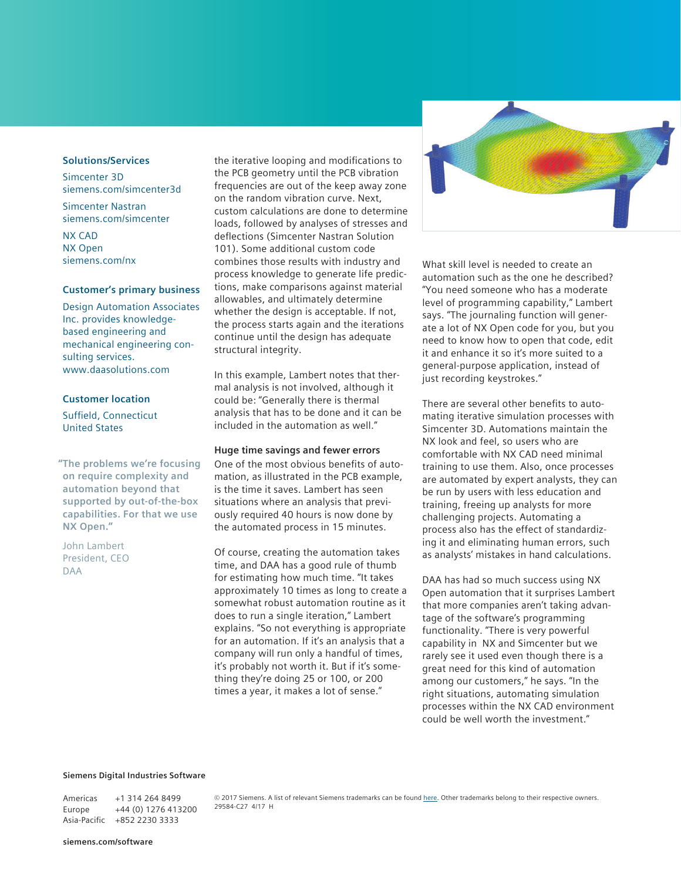### Solutions/Services

Simcenter 3D
siemens.com/simcenter3d

Simcenter Nastran
siemens.com/simcenter

NX CAD
NX Open
siemens.com/nx

### Customer's primary business

Design Automation Associates Inc. provides knowledge-based engineering and mechanical engineering consulting services.
www.daasolutions.com

### Customer location

Suffield, Connecticut
United States

"The problems we're focusing on require complexity and automation beyond that supported by out-of-the-box capabilities. For that we use NX Open."

John Lambert
President, CEO
DAA

the iterative looping and modifications to the PCB geometry until the PCB vibration frequencies are out of the keep away zone on the random vibration curve. Next, custom calculations are done to determine loads, followed by analyses of stresses and deflections (Simcenter Nastran Solution 101). Some additional custom code combines those results with industry and process knowledge to generate life predictions, make comparisons against material allowables, and ultimately determine whether the design is acceptable. If not, the process starts again and the iterations continue until the design has adequate structural integrity.

In this example, Lambert notes that thermal analysis is not involved, although it could be: "Generally there is thermal analysis that has to be done and it can be included in the automation as well."

### Huge time savings and fewer errors

One of the most obvious benefits of automation, as illustrated in the PCB example, is the time it saves. Lambert has seen situations where an analysis that previously required 40 hours is now done by the automated process in 15 minutes.

Of course, creating the automation takes time, and DAA has a good rule of thumb for estimating how much time. "It takes approximately 10 times as long to create a somewhat robust automation routine as it does to run a single iteration," Lambert explains. "So not everything is appropriate for an automation. If it's an analysis that a company will run only a handful of times, it's probably not worth it. But if it's something they're doing 25 or 100, or 200 times a year, it makes a lot of sense."

What skill level is needed to create an automation such as the one he described? "You need someone who has a moderate level of programming capability," Lambert says. "The journaling function will generate a lot of NX Open code for you, but you need to know how to open that code, edit it and enhance it so it's more suited to a general-purpose application, instead of just recording keystrokes."

There are several other benefits to automating iterative simulation processes with Simcenter 3D. Automations maintain the NX look and feel, so users who are comfortable with NX CAD need minimal training to use them. Also, once processes are automated by expert analysts, they can be run by users with less education and training, freeing up analysts for more challenging projects. Automating a process also has the effect of standardizing it and eliminating human errors, such as analysts' mistakes in hand calculations.

DAA has had so much success using NX Open automation that it surprises Lambert that more companies aren't taking advantage of the software's programming functionality. "There is very powerful capability in NX and Simcenter but we rarely see it used even though there is a great need for this kind of automation among our customers," he says. "In the right situations, automating simulation processes within the NX CAD environment could be well worth the investment."

**Siemens Digital Industries Software**

| | |
|---|---|
| Americas | +1 314 264 8499 |
| Europe | +44 (0) 1276 413200 |
| Asia-Pacific | +852 2230 3333 |

© 2017 Siemens. A list of relevant Siemens trademarks can be found here. Other trademarks belong to their respective owners.
29584-C27 4/17 H

**siemens.com/software**